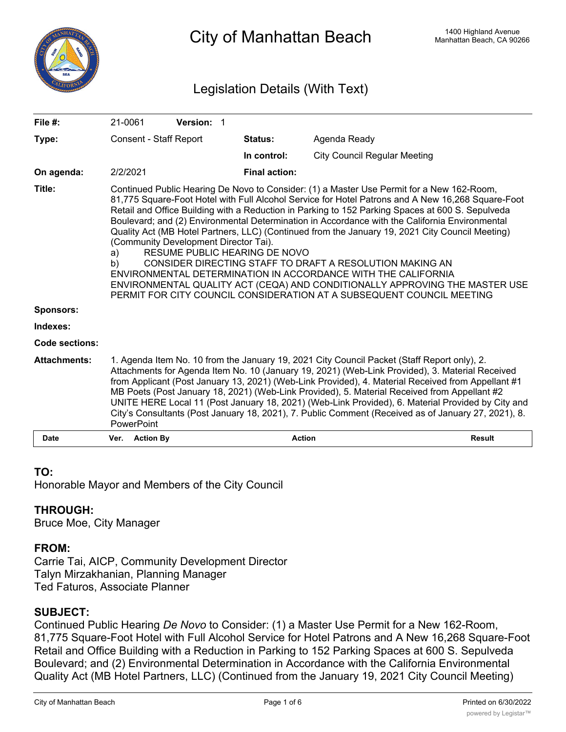# City of Manhattan Beach

1400 Highland Avenue
Manhattan Beach, CA 90266

## Legislation Details (With Text)

| | | | |
|---|---|---|---|
| **File #:** | 21-0061 **Version:** 1 | | |
| **Type:** | Consent - Staff Report | **Status:** | Agenda Ready |
| | | **In control:** | City Council Regular Meeting |
| **On agenda:** | 2/2/2021 | **Final action:** | |

**Title:** Continued Public Hearing De Novo to Consider: (1) a Master Use Permit for a New 162-Room, 81,775 Square-Foot Hotel with Full Alcohol Service for Hotel Patrons and A New 16,268 Square-Foot Retail and Office Building with a Reduction in Parking to 152 Parking Spaces at 600 S. Sepulveda Boulevard; and (2) Environmental Determination in Accordance with the California Environmental Quality Act (MB Hotel Partners, LLC) (Continued from the January 19, 2021 City Council Meeting) (Community Development Director Tai).
a) RESUME PUBLIC HEARING DE NOVO
b) CONSIDER DIRECTING STAFF TO DRAFT A RESOLUTION MAKING AN ENVIRONMENTAL DETERMINATION IN ACCORDANCE WITH THE CALIFORNIA ENVIRONMENTAL QUALITY ACT (CEQA) AND CONDITIONALLY APPROVING THE MASTER USE PERMIT FOR CITY COUNCIL CONSIDERATION AT A SUBSEQUENT COUNCIL MEETING

**Sponsors:**

**Indexes:**

**Code sections:**

**Attachments:** 1. Agenda Item No. 10 from the January 19, 2021 City Council Packet (Staff Report only), 2. Attachments for Agenda Item No. 10 (January 19, 2021) (Web-Link Provided), 3. Material Received from Applicant (Post January 13, 2021) (Web-Link Provided), 4. Material Received from Appellant #1 MB Poets (Post January 18, 2021) (Web-Link Provided), 5. Material Received from Appellant #2 UNITE HERE Local 11 (Post January 18, 2021) (Web-Link Provided), 6. Material Provided by City and City's Consultants (Post January 18, 2021), 7. Public Comment (Received as of January 27, 2021), 8. PowerPoint

| Date | Ver. | Action By | Action | Result |
|---|---|---|---|---|

**TO:**
Honorable Mayor and Members of the City Council

**THROUGH:**
Bruce Moe, City Manager

**FROM:**
Carrie Tai, AICP, Community Development Director
Talyn Mirzakhanian, Planning Manager
Ted Faturos, Associate Planner

**SUBJECT:**
Continued Public Hearing *De Novo* to Consider: (1) a Master Use Permit for a New 162-Room, 81,775 Square-Foot Hotel with Full Alcohol Service for Hotel Patrons and A New 16,268 Square-Foot Retail and Office Building with a Reduction in Parking to 152 Parking Spaces at 600 S. Sepulveda Boulevard; and (2) Environmental Determination in Accordance with the California Environmental Quality Act (MB Hotel Partners, LLC) (Continued from the January 19, 2021 City Council Meeting)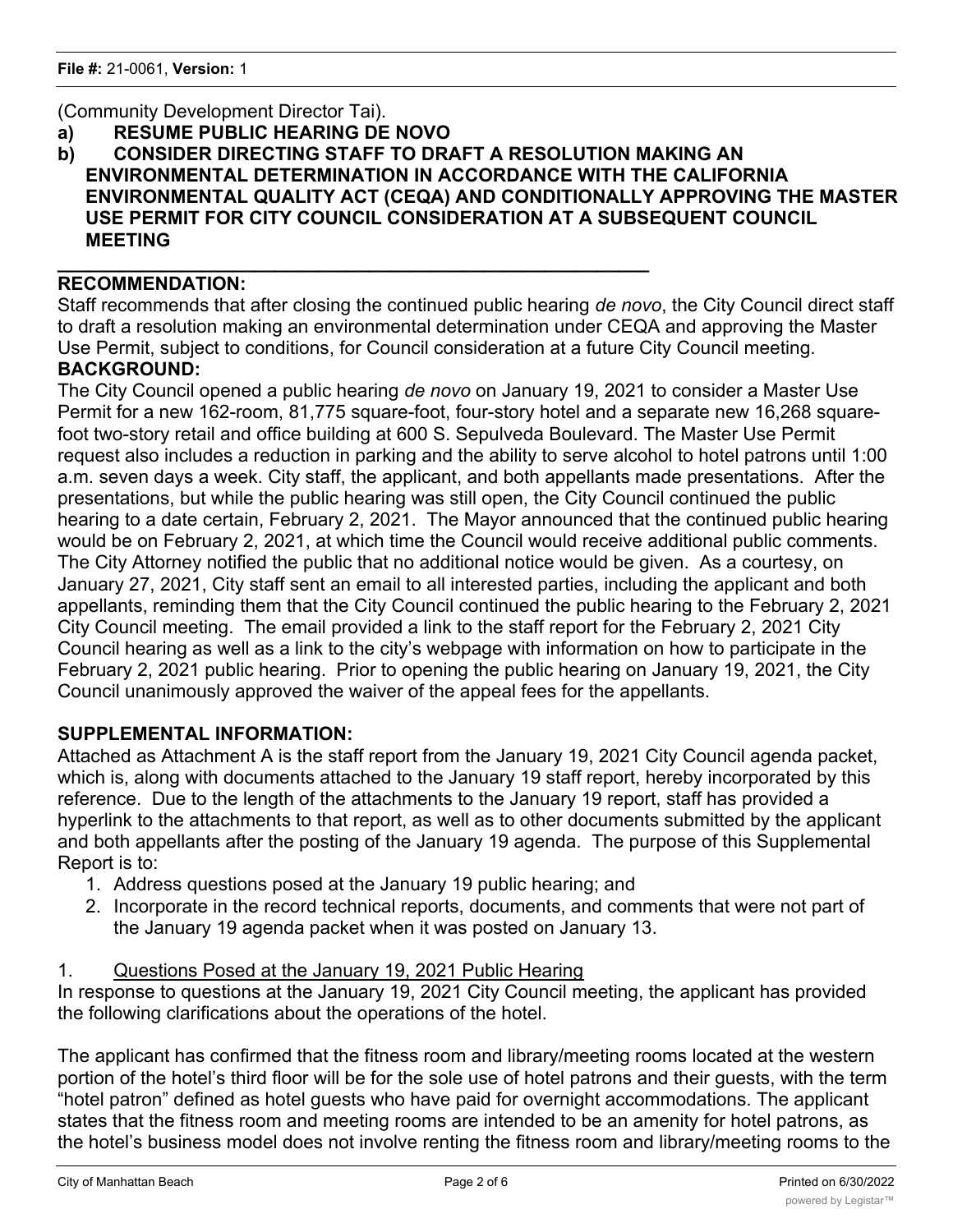(Community Development Director Tai).

**a) RESUME PUBLIC HEARING DE NOVO**

**b) CONSIDER DIRECTING STAFF TO DRAFT A RESOLUTION MAKING AN ENVIRONMENTAL DETERMINATION IN ACCORDANCE WITH THE CALIFORNIA ENVIRONMENTAL QUALITY ACT (CEQA) AND CONDITIONALLY APPROVING THE MASTER USE PERMIT FOR CITY COUNCIL CONSIDERATION AT A SUBSEQUENT COUNCIL MEETING**

---

**RECOMMENDATION:**

Staff recommends that after closing the continued public hearing *de novo*, the City Council direct staff to draft a resolution making an environmental determination under CEQA and approving the Master Use Permit, subject to conditions, for Council consideration at a future City Council meeting.

**BACKGROUND:**

The City Council opened a public hearing *de novo* on January 19, 2021 to consider a Master Use Permit for a new 162-room, 81,775 square-foot, four-story hotel and a separate new 16,268 square-foot two-story retail and office building at 600 S. Sepulveda Boulevard. The Master Use Permit request also includes a reduction in parking and the ability to serve alcohol to hotel patrons until 1:00 a.m. seven days a week. City staff, the applicant, and both appellants made presentations. After the presentations, but while the public hearing was still open, the City Council continued the public hearing to a date certain, February 2, 2021. The Mayor announced that the continued public hearing would be on February 2, 2021, at which time the Council would receive additional public comments. The City Attorney notified the public that no additional notice would be given. As a courtesy, on January 27, 2021, City staff sent an email to all interested parties, including the applicant and both appellants, reminding them that the City Council continued the public hearing to the February 2, 2021 City Council meeting. The email provided a link to the staff report for the February 2, 2021 City Council hearing as well as a link to the city's webpage with information on how to participate in the February 2, 2021 public hearing. Prior to opening the public hearing on January 19, 2021, the City Council unanimously approved the waiver of the appeal fees for the appellants.

**SUPPLEMENTAL INFORMATION:**

Attached as Attachment A is the staff report from the January 19, 2021 City Council agenda packet, which is, along with documents attached to the January 19 staff report, hereby incorporated by this reference. Due to the length of the attachments to the January 19 report, staff has provided a hyperlink to the attachments to that report, as well as to other documents submitted by the applicant and both appellants after the posting of the January 19 agenda. The purpose of this Supplemental Report is to:

1. Address questions posed at the January 19 public hearing; and
2. Incorporate in the record technical reports, documents, and comments that were not part of the January 19 agenda packet when it was posted on January 13.

1. <u>Questions Posed at the January 19, 2021 Public Hearing</u>

In response to questions at the January 19, 2021 City Council meeting, the applicant has provided the following clarifications about the operations of the hotel.

The applicant has confirmed that the fitness room and library/meeting rooms located at the western portion of the hotel's third floor will be for the sole use of hotel patrons and their guests, with the term "hotel patron" defined as hotel guests who have paid for overnight accommodations. The applicant states that the fitness room and meeting rooms are intended to be an amenity for hotel patrons, as the hotel's business model does not involve renting the fitness room and library/meeting rooms to the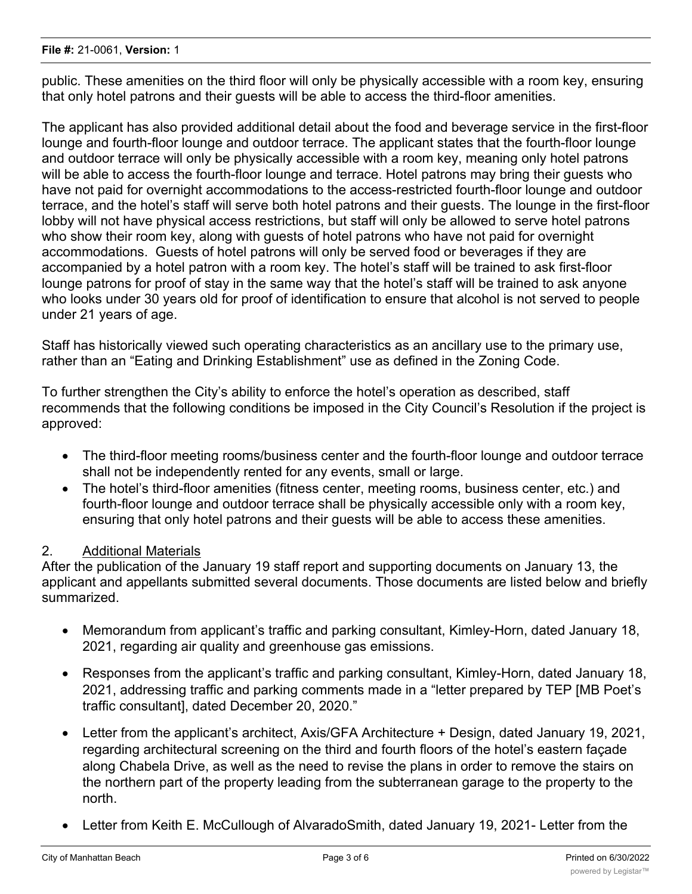public. These amenities on the third floor will only be physically accessible with a room key, ensuring that only hotel patrons and their guests will be able to access the third-floor amenities.

The applicant has also provided additional detail about the food and beverage service in the first-floor lounge and fourth-floor lounge and outdoor terrace. The applicant states that the fourth-floor lounge and outdoor terrace will only be physically accessible with a room key, meaning only hotel patrons will be able to access the fourth-floor lounge and terrace. Hotel patrons may bring their guests who have not paid for overnight accommodations to the access-restricted fourth-floor lounge and outdoor terrace, and the hotel's staff will serve both hotel patrons and their guests. The lounge in the first-floor lobby will not have physical access restrictions, but staff will only be allowed to serve hotel patrons who show their room key, along with guests of hotel patrons who have not paid for overnight accommodations. Guests of hotel patrons will only be served food or beverages if they are accompanied by a hotel patron with a room key. The hotel's staff will be trained to ask first-floor lounge patrons for proof of stay in the same way that the hotel's staff will be trained to ask anyone who looks under 30 years old for proof of identification to ensure that alcohol is not served to people under 21 years of age.

Staff has historically viewed such operating characteristics as an ancillary use to the primary use, rather than an "Eating and Drinking Establishment" use as defined in the Zoning Code.

To further strengthen the City's ability to enforce the hotel's operation as described, staff recommends that the following conditions be imposed in the City Council's Resolution if the project is approved:

- The third-floor meeting rooms/business center and the fourth-floor lounge and outdoor terrace shall not be independently rented for any events, small or large.
- The hotel's third-floor amenities (fitness center, meeting rooms, business center, etc.) and fourth-floor lounge and outdoor terrace shall be physically accessible only with a room key, ensuring that only hotel patrons and their guests will be able to access these amenities.

2. Additional Materials

After the publication of the January 19 staff report and supporting documents on January 13, the applicant and appellants submitted several documents. Those documents are listed below and briefly summarized.

- Memorandum from applicant's traffic and parking consultant, Kimley-Horn, dated January 18, 2021, regarding air quality and greenhouse gas emissions.
- Responses from the applicant's traffic and parking consultant, Kimley-Horn, dated January 18, 2021, addressing traffic and parking comments made in a "letter prepared by TEP [MB Poet's traffic consultant], dated December 20, 2020."
- Letter from the applicant's architect, Axis/GFA Architecture + Design, dated January 19, 2021, regarding architectural screening on the third and fourth floors of the hotel's eastern façade along Chabela Drive, as well as the need to revise the plans in order to remove the stairs on the northern part of the property leading from the subterranean garage to the property to the north.
- Letter from Keith E. McCullough of AlvaradoSmith, dated January 19, 2021- Letter from the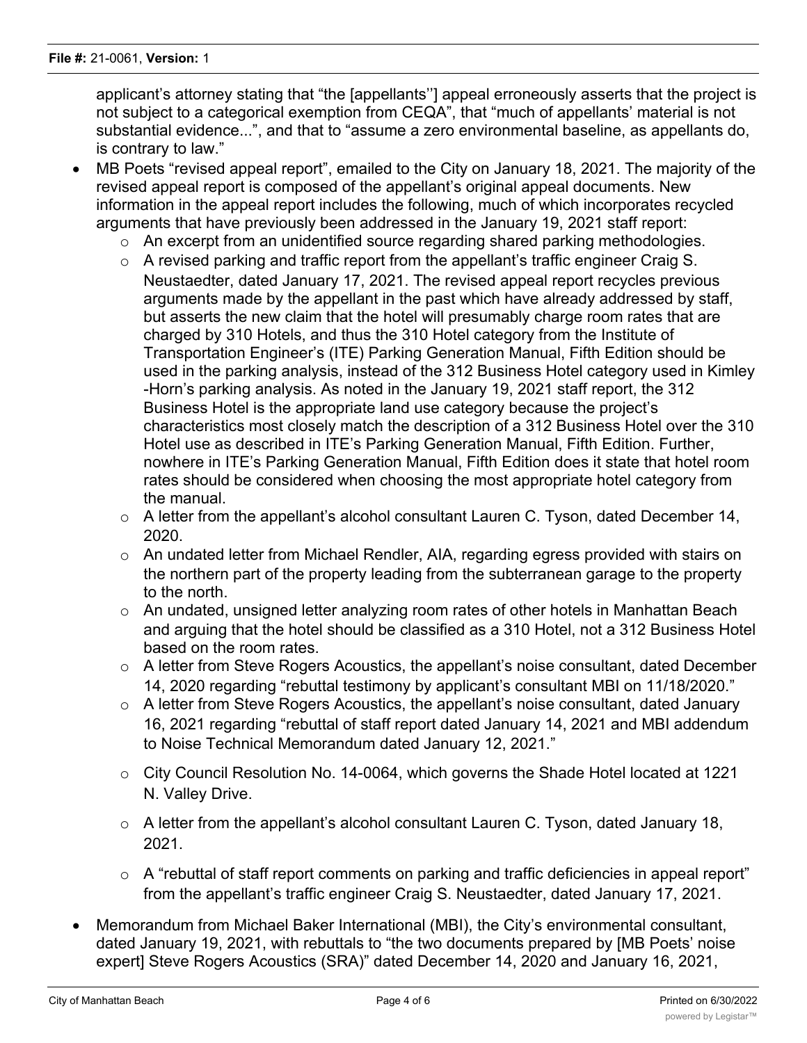applicant's attorney stating that "the [appellants''] appeal erroneously asserts that the project is not subject to a categorical exemption from CEQA", that "much of appellants' material is not substantial evidence...", and that to "assume a zero environmental baseline, as appellants do, is contrary to law."

- MB Poets "revised appeal report", emailed to the City on January 18, 2021. The majority of the revised appeal report is composed of the appellant's original appeal documents. New information in the appeal report includes the following, much of which incorporates recycled arguments that have previously been addressed in the January 19, 2021 staff report:
  - An excerpt from an unidentified source regarding shared parking methodologies.
  - A revised parking and traffic report from the appellant's traffic engineer Craig S. Neustaedter, dated January 17, 2021. The revised appeal report recycles previous arguments made by the appellant in the past which have already addressed by staff, but asserts the new claim that the hotel will presumably charge room rates that are charged by 310 Hotels, and thus the 310 Hotel category from the Institute of Transportation Engineer's (ITE) Parking Generation Manual, Fifth Edition should be used in the parking analysis, instead of the 312 Business Hotel category used in Kimley -Horn's parking analysis. As noted in the January 19, 2021 staff report, the 312 Business Hotel is the appropriate land use category because the project's characteristics most closely match the description of a 312 Business Hotel over the 310 Hotel use as described in ITE's Parking Generation Manual, Fifth Edition. Further, nowhere in ITE's Parking Generation Manual, Fifth Edition does it state that hotel room rates should be considered when choosing the most appropriate hotel category from the manual.
  - A letter from the appellant's alcohol consultant Lauren C. Tyson, dated December 14, 2020.
  - An undated letter from Michael Rendler, AIA, regarding egress provided with stairs on the northern part of the property leading from the subterranean garage to the property to the north.
  - An undated, unsigned letter analyzing room rates of other hotels in Manhattan Beach and arguing that the hotel should be classified as a 310 Hotel, not a 312 Business Hotel based on the room rates.
  - A letter from Steve Rogers Acoustics, the appellant's noise consultant, dated December 14, 2020 regarding "rebuttal testimony by applicant's consultant MBI on 11/18/2020."
  - A letter from Steve Rogers Acoustics, the appellant's noise consultant, dated January 16, 2021 regarding "rebuttal of staff report dated January 14, 2021 and MBI addendum to Noise Technical Memorandum dated January 12, 2021."
  - City Council Resolution No. 14-0064, which governs the Shade Hotel located at 1221 N. Valley Drive.
  - A letter from the appellant's alcohol consultant Lauren C. Tyson, dated January 18, 2021.
  - A "rebuttal of staff report comments on parking and traffic deficiencies in appeal report" from the appellant's traffic engineer Craig S. Neustaedter, dated January 17, 2021.
- Memorandum from Michael Baker International (MBI), the City's environmental consultant, dated January 19, 2021, with rebuttals to "the two documents prepared by [MB Poets' noise expert] Steve Rogers Acoustics (SRA)" dated December 14, 2020 and January 16, 2021,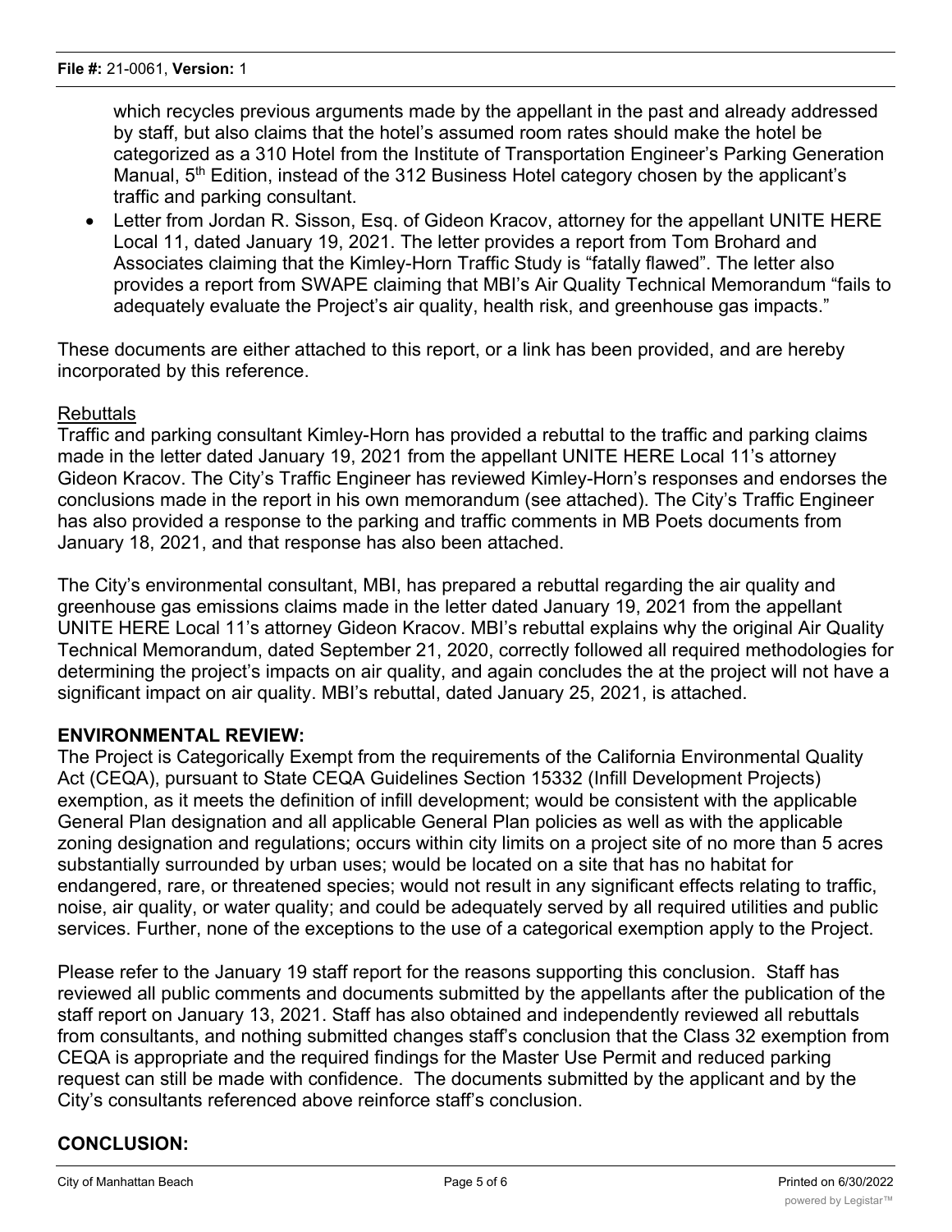which recycles previous arguments made by the appellant in the past and already addressed by staff, but also claims that the hotel's assumed room rates should make the hotel be categorized as a 310 Hotel from the Institute of Transportation Engineer's Parking Generation Manual, 5th Edition, instead of the 312 Business Hotel category chosen by the applicant's traffic and parking consultant.

- Letter from Jordan R. Sisson, Esq. of Gideon Kracov, attorney for the appellant UNITE HERE Local 11, dated January 19, 2021. The letter provides a report from Tom Brohard and Associates claiming that the Kimley-Horn Traffic Study is "fatally flawed". The letter also provides a report from SWAPE claiming that MBI's Air Quality Technical Memorandum "fails to adequately evaluate the Project's air quality, health risk, and greenhouse gas impacts."

These documents are either attached to this report, or a link has been provided, and are hereby incorporated by this reference.

Rebuttals

Traffic and parking consultant Kimley-Horn has provided a rebuttal to the traffic and parking claims made in the letter dated January 19, 2021 from the appellant UNITE HERE Local 11's attorney Gideon Kracov. The City's Traffic Engineer has reviewed Kimley-Horn's responses and endorses the conclusions made in the report in his own memorandum (see attached). The City's Traffic Engineer has also provided a response to the parking and traffic comments in MB Poets documents from January 18, 2021, and that response has also been attached.

The City's environmental consultant, MBI, has prepared a rebuttal regarding the air quality and greenhouse gas emissions claims made in the letter dated January 19, 2021 from the appellant UNITE HERE Local 11's attorney Gideon Kracov. MBI's rebuttal explains why the original Air Quality Technical Memorandum, dated September 21, 2020, correctly followed all required methodologies for determining the project's impacts on air quality, and again concludes the at the project will not have a significant impact on air quality. MBI's rebuttal, dated January 25, 2021, is attached.

**ENVIRONMENTAL REVIEW:**

The Project is Categorically Exempt from the requirements of the California Environmental Quality Act (CEQA), pursuant to State CEQA Guidelines Section 15332 (Infill Development Projects) exemption, as it meets the definition of infill development; would be consistent with the applicable General Plan designation and all applicable General Plan policies as well as with the applicable zoning designation and regulations; occurs within city limits on a project site of no more than 5 acres substantially surrounded by urban uses; would be located on a site that has no habitat for endangered, rare, or threatened species; would not result in any significant effects relating to traffic, noise, air quality, or water quality; and could be adequately served by all required utilities and public services. Further, none of the exceptions to the use of a categorical exemption apply to the Project.

Please refer to the January 19 staff report for the reasons supporting this conclusion. Staff has reviewed all public comments and documents submitted by the appellants after the publication of the staff report on January 13, 2021. Staff has also obtained and independently reviewed all rebuttals from consultants, and nothing submitted changes staff's conclusion that the Class 32 exemption from CEQA is appropriate and the required findings for the Master Use Permit and reduced parking request can still be made with confidence. The documents submitted by the applicant and by the City's consultants referenced above reinforce staff's conclusion.

**CONCLUSION:**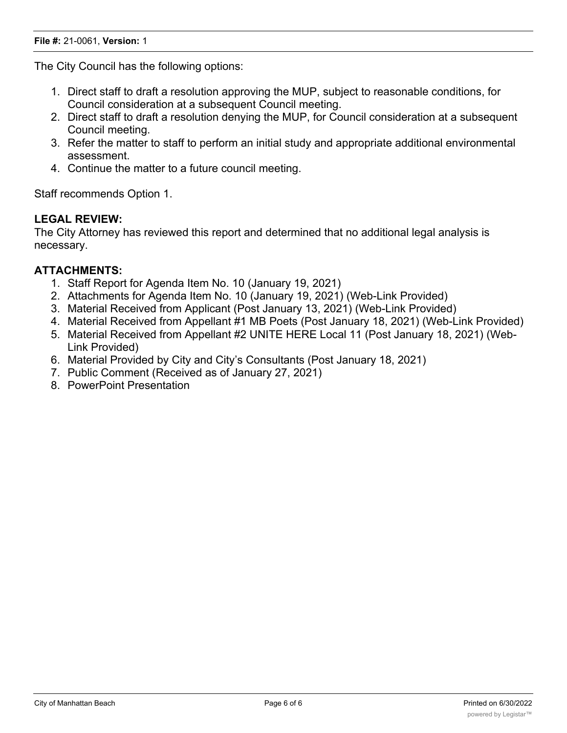The City Council has the following options:

1. Direct staff to draft a resolution approving the MUP, subject to reasonable conditions, for Council consideration at a subsequent Council meeting.
2. Direct staff to draft a resolution denying the MUP, for Council consideration at a subsequent Council meeting.
3. Refer the matter to staff to perform an initial study and appropriate additional environmental assessment.
4. Continue the matter to a future council meeting.

Staff recommends Option 1.

**LEGAL REVIEW:**

The City Attorney has reviewed this report and determined that no additional legal analysis is necessary.

**ATTACHMENTS:**

1. Staff Report for Agenda Item No. 10 (January 19, 2021)
2. Attachments for Agenda Item No. 10 (January 19, 2021) (Web-Link Provided)
3. Material Received from Applicant (Post January 13, 2021) (Web-Link Provided)
4. Material Received from Appellant #1 MB Poets (Post January 18, 2021) (Web-Link Provided)
5. Material Received from Appellant #2 UNITE HERE Local 11 (Post January 18, 2021) (Web-Link Provided)
6. Material Provided by City and City's Consultants (Post January 18, 2021)
7. Public Comment (Received as of January 27, 2021)
8. PowerPoint Presentation